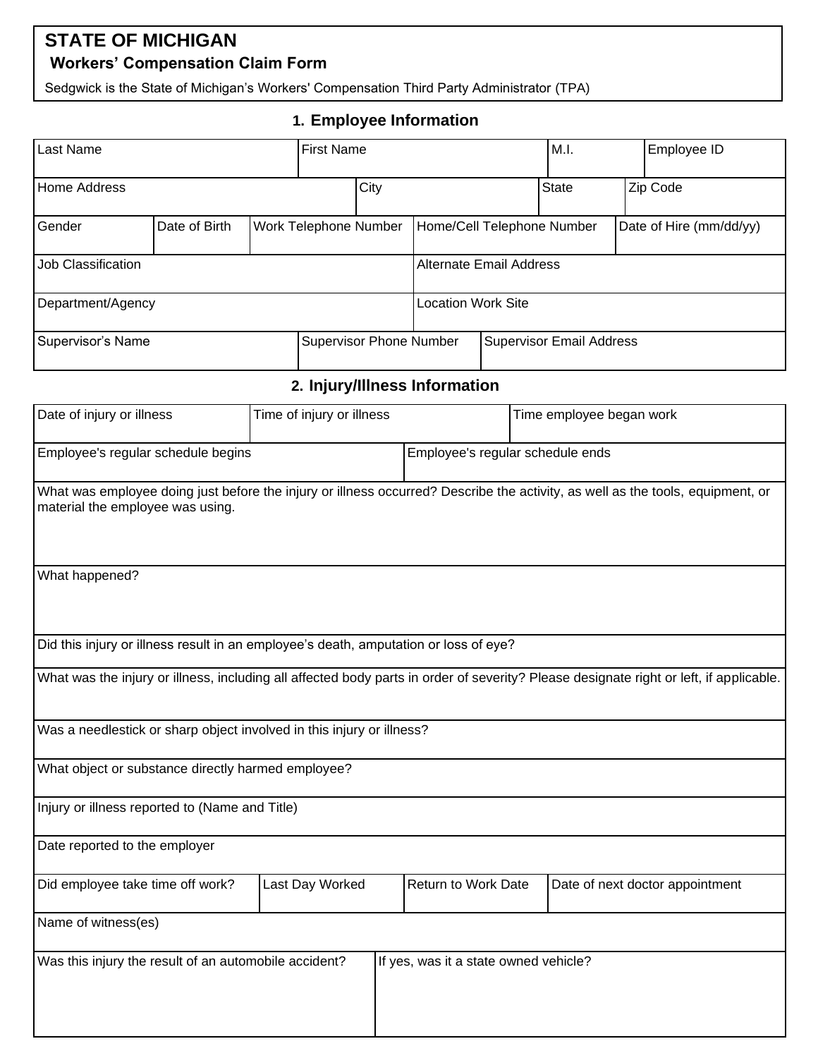# STATE OF MICHIGAN

## Workers' Compensation Claim Form

Sedgwick is the State of Michigan's Workers' Compensation Third Party Administrator (TPA)

### 1. Employee Information

| Last Name | First Name | M.I. | Employee ID |
|---|---|---|---|
| | | | |

| Home Address | City | State | Zip Code |
|---|---|---|---|
| | | | |

| Gender | Date of Birth | Work Telephone Number | Home/Cell Telephone Number | Date of Hire (mm/dd/yy) |
|---|---|---|---|---|
| | | | | |

| Job Classification | Alternate Email Address |
|---|---|
| | |

| Department/Agency | Location Work Site |
|---|---|
| | |

| Supervisor's Name | Supervisor Phone Number | Supervisor Email Address |
|---|---|---|
| | | |

### 2. Injury/Illness Information

| Date of injury or illness | Time of injury or illness | Time employee began work |
|---|---|---|
| | | |

| Employee's regular schedule begins | Employee's regular schedule ends |
|---|---|
| | |

What was employee doing just before the injury or illness occurred? Describe the activity, as well as the tools, equipment, or material the employee was using.

What happened?

Did this injury or illness result in an employee's death, amputation or loss of eye?

What was the injury or illness, including all affected body parts in order of severity? Please designate right or left, if applicable.

Was a needlestick or sharp object involved in this injury or illness?

What object or substance directly harmed employee?

Injury or illness reported to (Name and Title)

Date reported to the employer

| Did employee take time off work? | Last Day Worked | Return to Work Date | Date of next doctor appointment |
|---|---|---|---|
| | | | |

Name of witness(es)

| Was this injury the result of an automobile accident? | If yes, was it a state owned vehicle? |
|---|---|
| | |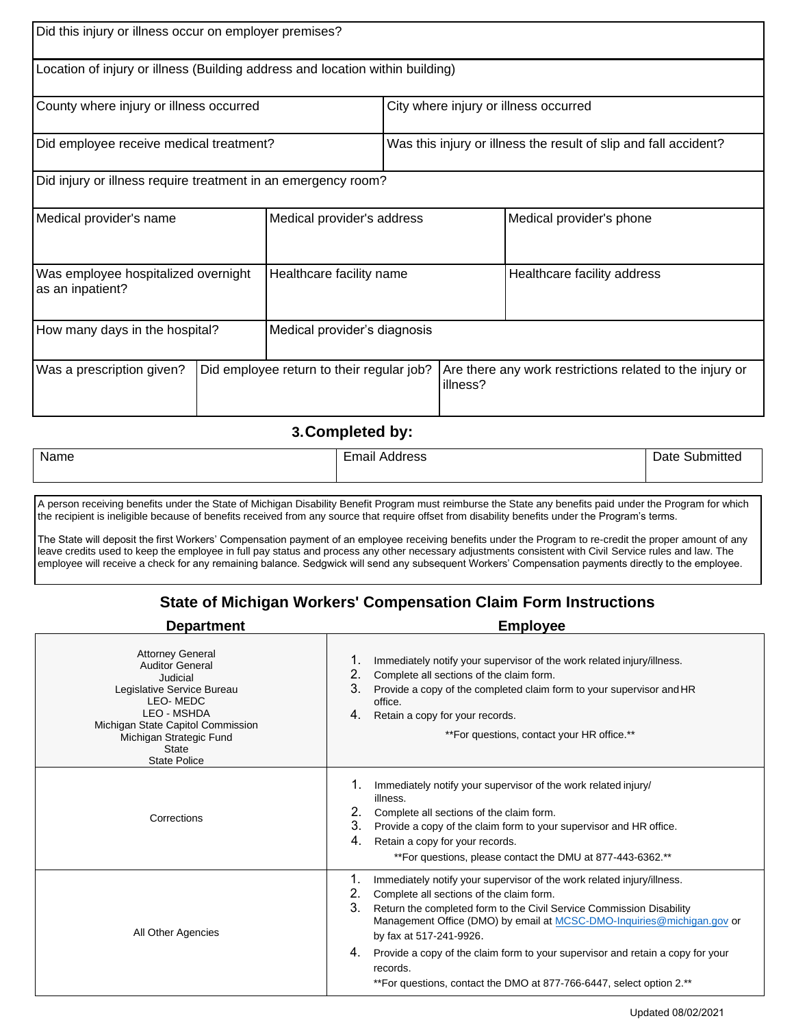| | |
|---|---|
| Did this injury or illness occur on employer premises? | |
| Location of injury or illness (Building address and location within building) | |
| County where injury or illness occurred | City where injury or illness occurred |
| Did employee receive medical treatment? | Was this injury or illness the result of slip and fall accident? |
| Did injury or illness require treatment in an emergency room? | |

| | | |
|---|---|---|
| Medical provider's name | Medical provider's address | Medical provider's phone |
| Was employee hospitalized overnight as an inpatient? | Healthcare facility name | Healthcare facility address |
| How many days in the hospital? | Medical provider's diagnosis | |

| | | |
|---|---|---|
| Was a prescription given? | Did employee return to their regular job? | Are there any work restrictions related to the injury or illness? |

### 3. Completed by:

| | | |
|---|---|---|
| Name | Email Address | Date Submitted |

A person receiving benefits under the State of Michigan Disability Benefit Program must reimburse the State any benefits paid under the Program for which the recipient is ineligible because of benefits received from any source that require offset from disability benefits under the Program's terms.

The State will deposit the first Workers' Compensation payment of an employee receiving benefits under the Program to re-credit the proper amount of any leave credits used to keep the employee in full pay status and process any other necessary adjustments consistent with Civil Service rules and law. The employee will receive a check for any remaining balance. Sedgwick will send any subsequent Workers' Compensation payments directly to the employee.

## State of Michigan Workers' Compensation Claim Form Instructions

| Department | Employee |
|---|---|
| Attorney General<br>Auditor General<br>Judicial<br>Legislative Service Bureau<br>LEO- MEDC<br>LEO - MSHDA<br>Michigan State Capitol Commission<br>Michigan Strategic Fund<br>State<br>State Police | 1. Immediately notify your supervisor of the work related injury/illness.<br>2. Complete all sections of the claim form.<br>3. Provide a copy of the completed claim form to your supervisor and HR office.<br>4. Retain a copy for your records.<br>**For questions, contact your HR office.** |
| Corrections | 1. Immediately notify your supervisor of the work related injury/ illness.<br>2. Complete all sections of the claim form.<br>3. Provide a copy of the claim form to your supervisor and HR office.<br>4. Retain a copy for your records.<br>**For questions, please contact the DMU at 877-443-6362.** |
| All Other Agencies | 1. Immediately notify your supervisor of the work related injury/illness.<br>2. Complete all sections of the claim form.<br>3. Return the completed form to the Civil Service Commission Disability Management Office (DMO) by email at MCSC-DMO-Inquiries@michigan.gov or by fax at 517-241-9926.<br>4. Provide a copy of the claim form to your supervisor and retain a copy for your records.<br>**For questions, contact the DMO at 877-766-6447, select option 2.** |

Updated 08/02/2021